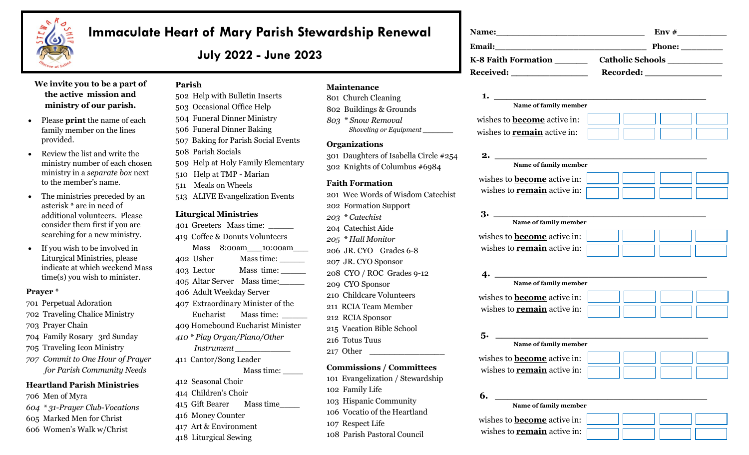# Immaculate Heart of Mary Parish Stewardship Renewal

## July 2022 - June 2023

**We invite you to be a part of the active mission and ministry of our parish.**

- Please **print** the name of each family member on the lines provided.
- Review the list and write the ministry number of each chosen ministry in a *separate box* next to the member's name.
- The ministries preceded by an asterisk * are in need of additional volunteers. Please consider them first if you are searching for a new ministry.
- If you wish to be involved in Liturgical Ministries, please indicate at which weekend Mass time(s) you wish to minister.

### Prayer *

701 Perpetual Adoration
702 Traveling Chalice Ministry
703 Prayer Chain
704 Family Rosary 3rd Sunday
705 Traveling Icon Ministry
*707 Commit to One Hour of Prayer for Parish Community Needs*

### Heartland Parish Ministries

706 Men of Myra
*604 * 31-Prayer Club-Vocations*
605 Marked Men for Christ
606 Women's Walk w/Christ

### Parish

502 Help with Bulletin Inserts
503 Occasional Office Help
504 Funeral Dinner Ministry
506 Funeral Dinner Baking
507 Baking for Parish Social Events
508 Parish Socials
509 Help at Holy Family Elementary
510 Help at TMP - Marian
511 Meals on Wheels
513 ALIVE Evangelization Events

### Liturgical Ministries

401 Greeters Mass time: ______
419 Coffee & Donuts Volunteers
Mass 8:00am___10:00am___
402 Usher Mass time: ______
403 Lector Mass time: ______
405 Altar Server Mass time:______
406 Adult Weekday Server
407 Extraordinary Minister of the Eucharist Mass time: ______
409 Homebound Eucharist Minister
*410 * Play Organ/Piano/Other Instrument* ____________
411 Cantor/Song Leader
Mass time: _____
412 Seasonal Choir
414 Children's Choir
415 Gift Bearer Mass time_____
416 Money Counter
417 Art & Environment
418 Liturgical Sewing

### Maintenance

801 Church Cleaning
802 Buildings & Grounds
*803 * Snow Removal*
*Shoveling or Equipment* _______

### Organizations

301 Daughters of Isabella Circle #254
302 Knights of Columbus #6984

### Faith Formation

201 Wee Words of Wisdom Catechist
202 Formation Support
*203 * Catechist*
204 Catechist Aide
*205 * Hall Monitor*
206 JR. CYO Grades 6-8
207 JR. CYO Sponsor
208 CYO / ROC Grades 9-12
209 CYO Sponsor
210 Childcare Volunteers
211 RCIA Team Member
212 RCIA Sponsor
215 Vacation Bible School
216 Totus Tuus
217 Other ________________

### Commissions / Committees

101 Evangelization / Stewardship
102 Family Life
103 Hispanic Community
106 Vocatio of the Heartland
107 Respect Life
108 Parish Pastoral Council

---

**Name:**______________________________ **Env #**__________
**Email:**______________________________ **Phone:** _________
**K-8 Faith Formation** _______ **Catholic Schools** ___________
**Received:** _______________ **Recorded:** _______________

**1.** ________________________________________
Name of family member
wishes to **become** active in: [ ] [ ] [ ] [ ]
wishes to **remain** active in: [ ] [ ] [ ] [ ]

**2.** ________________________________________
Name of family member
wishes to **become** active in: [ ] [ ] [ ] [ ]
wishes to **remain** active in: [ ] [ ] [ ] [ ]

**3.** ________________________________________
Name of family member
wishes to **become** active in: [ ] [ ] [ ] [ ]
wishes to **remain** active in: [ ] [ ] [ ] [ ]

**4.** ________________________________________
Name of family member
wishes to **become** active in: [ ] [ ] [ ] [ ]
wishes to **remain** active in: [ ] [ ] [ ] [ ]

**5.** ________________________________________
Name of family member
wishes to **become** active in: [ ] [ ] [ ] [ ]
wishes to **remain** active in: [ ] [ ] [ ] [ ]

**6.** ________________________________________
Name of family member
wishes to **become** active in: [ ] [ ] [ ] [ ]
wishes to **remain** active in: [ ] [ ] [ ] [ ]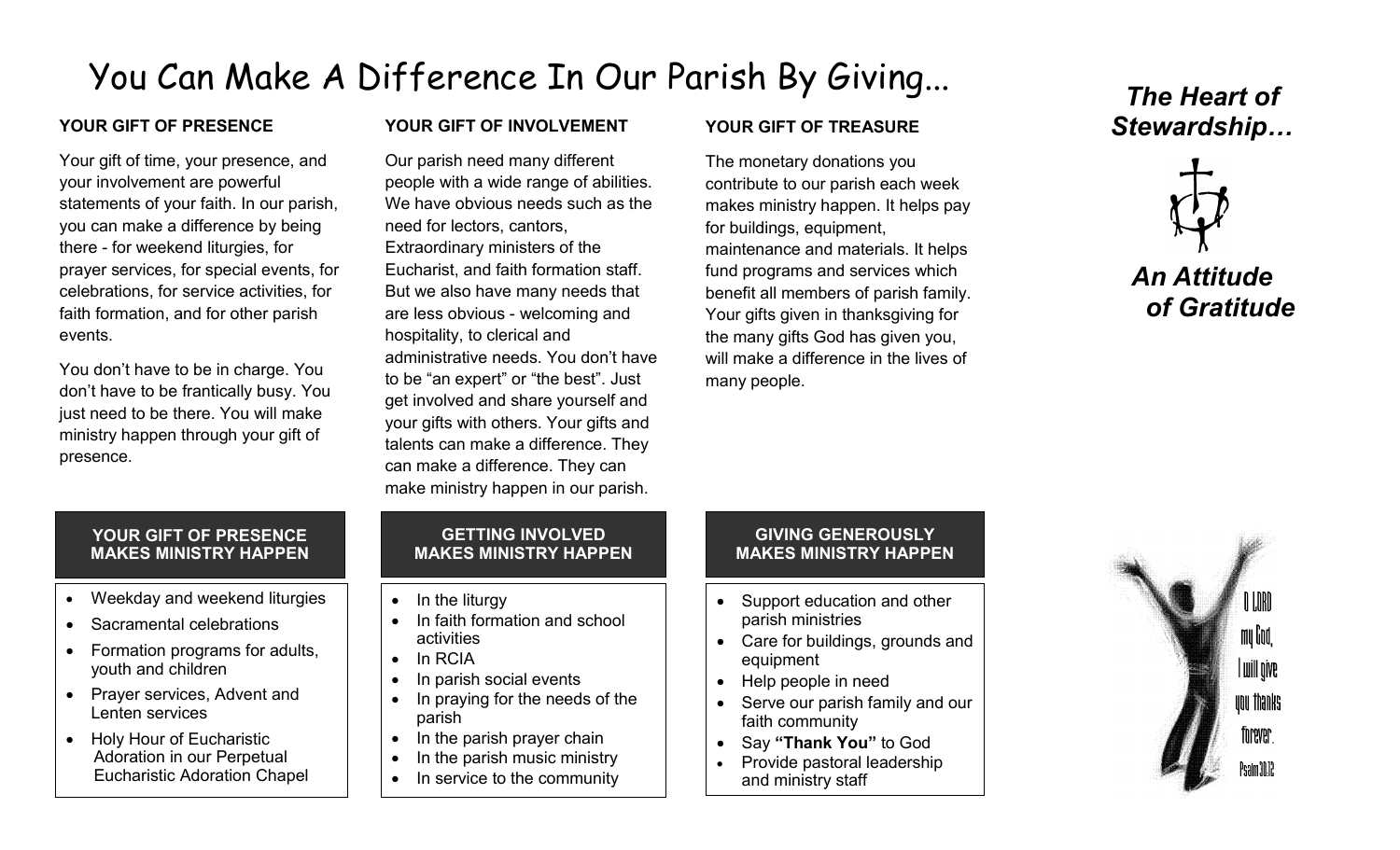# You Can Make A Difference In Our Parish By Giving...

### YOUR GIFT OF PRESENCE

Your gift of time, your presence, and your involvement are powerful statements of your faith. In our parish, you can make a difference by being there - for weekend liturgies, for prayer services, for special events, for celebrations, for service activities, for faith formation, and for other parish events.

You don't have to be in charge. You don't have to be frantically busy. You just need to be there. You will make ministry happen through your gift of presence.

### YOUR GIFT OF PRESENCE MAKES MINISTRY HAPPEN

- Weekday and weekend liturgies
- Sacramental celebrations
- Formation programs for adults, youth and children
- Prayer services, Advent and Lenten services
- Holy Hour of Eucharistic Adoration in our Perpetual Eucharistic Adoration Chapel

### YOUR GIFT OF INVOLVEMENT

Our parish need many different people with a wide range of abilities. We have obvious needs such as the need for lectors, cantors, Extraordinary ministers of the Eucharist, and faith formation staff. But we also have many needs that are less obvious - welcoming and hospitality, to clerical and administrative needs. You don't have to be "an expert" or "the best". Just get involved and share yourself and your gifts with others. Your gifts and talents can make a difference. They can make a difference. They can make ministry happen in our parish.

### GETTING INVOLVED MAKES MINISTRY HAPPEN

- In the liturgy
- In faith formation and school activities
- In RCIA
- In parish social events
- In praying for the needs of the parish
- In the parish prayer chain
- In the parish music ministry
- In service to the community

### YOUR GIFT OF TREASURE

The monetary donations you contribute to our parish each week makes ministry happen. It helps pay for buildings, equipment, maintenance and materials. It helps fund programs and services which benefit all members of parish family. Your gifts given in thanksgiving for the many gifts God has given you, will make a difference in the lives of many people.

### GIVING GENEROUSLY MAKES MINISTRY HAPPEN

- Support education and other parish ministries
- Care for buildings, grounds and equipment
- Help people in need
- Serve our parish family and our faith community
- Say **"Thank You"** to God
- Provide pastoral leadership and ministry staff

## *The Heart of Stewardship…*

## *An Attitude of Gratitude*

O LORD my God, I will give you thanks forever.
Psalm 30:12